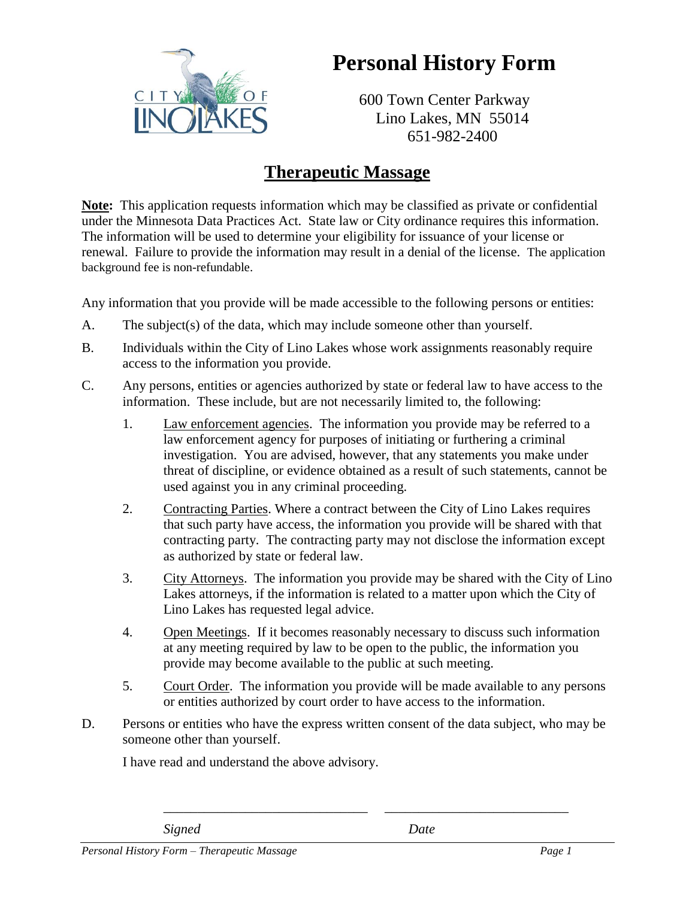# Personal History Form

600 Town Center Parkway
Lino Lakes, MN 55014
651-982-2400

## Therapeutic Massage

**Note:** This application requests information which may be classified as private or confidential under the Minnesota Data Practices Act. State law or City ordinance requires this information. The information will be used to determine your eligibility for issuance of your license or renewal. Failure to provide the information may result in a denial of the license. The application background fee is non-refundable.

Any information that you provide will be made accessible to the following persons or entities:

A. The subject(s) of the data, which may include someone other than yourself.

B. Individuals within the City of Lino Lakes whose work assignments reasonably require access to the information you provide.

C. Any persons, entities or agencies authorized by state or federal law to have access to the information. These include, but are not necessarily limited to, the following:

   1. Law enforcement agencies. The information you provide may be referred to a law enforcement agency for purposes of initiating or furthering a criminal investigation. You are advised, however, that any statements you make under threat of discipline, or evidence obtained as a result of such statements, cannot be used against you in any criminal proceeding.

   2. Contracting Parties. Where a contract between the City of Lino Lakes requires that such party have access, the information you provide will be shared with that contracting party. The contracting party may not disclose the information except as authorized by state or federal law.

   3. City Attorneys. The information you provide may be shared with the City of Lino Lakes attorneys, if the information is related to a matter upon which the City of Lino Lakes has requested legal advice.

   4. Open Meetings. If it becomes reasonably necessary to discuss such information at any meeting required by law to be open to the public, the information you provide may become available to the public at such meeting.

   5. Court Order. The information you provide will be made available to any persons or entities authorized by court order to have access to the information.

D. Persons or entities who have the express written consent of the data subject, who may be someone other than yourself.

I have read and understand the above advisory.

\_\_\_\_\_\_\_\_\_\_\_\_\_\_\_\_\_\_\_\_\_\_\_\_\_\_\_\_\_\_ \_\_\_\_\_\_\_\_\_\_\_\_\_\_\_\_\_\_\_\_\_\_\_\_\_\_\_\_

*Signed* *Date*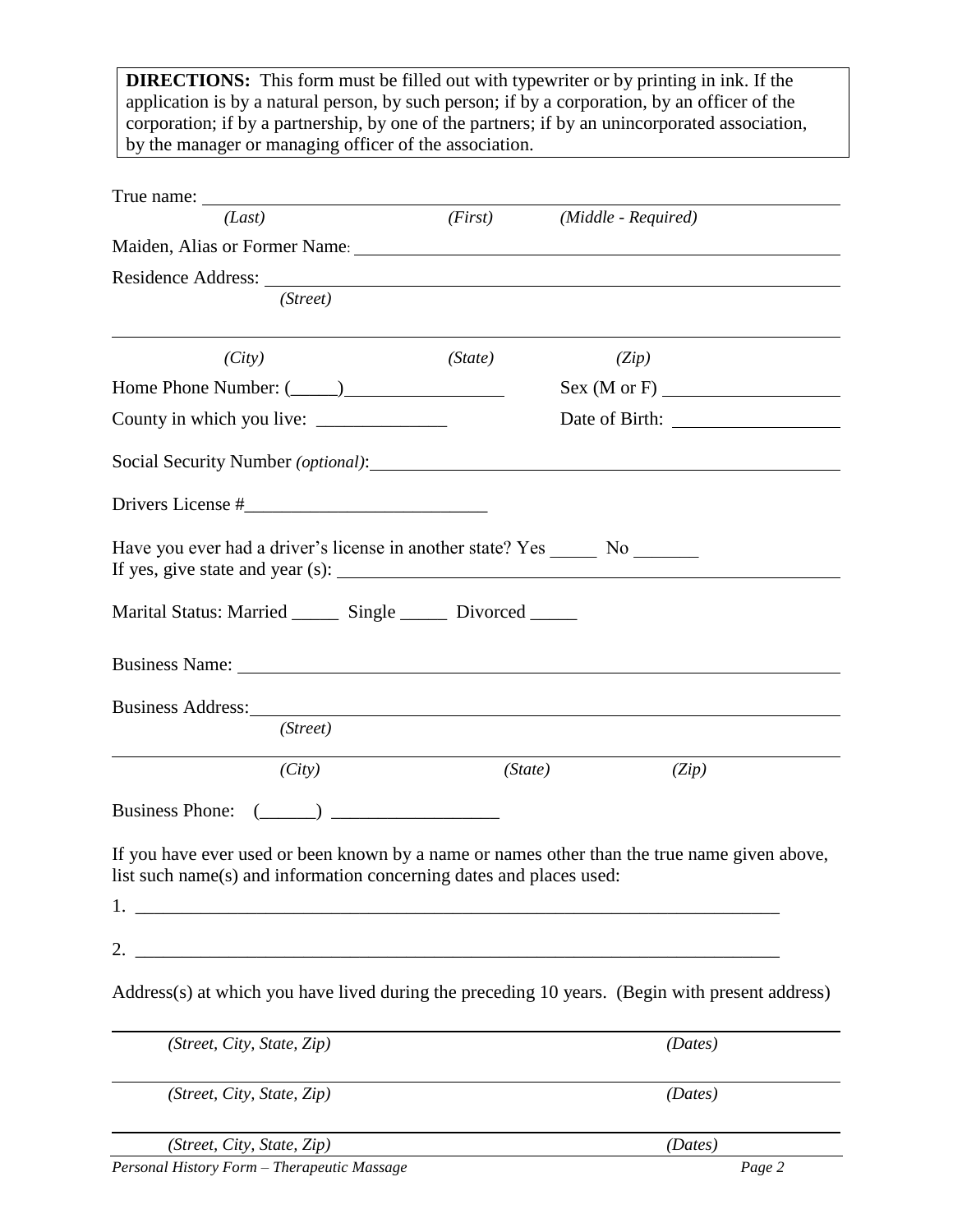**DIRECTIONS:** This form must be filled out with typewriter or by printing in ink. If the application is by a natural person, by such person; if by a corporation, by an officer of the corporation; if by a partnership, by one of the partners; if by an unincorporated association, by the manager or managing officer of the association.

True name: ______________________________________________________________

*(Last)* *(First)* *(Middle - Required)*

Maiden, Alias or Former Name: ______________________________________________

Residence Address: ______________________________________________________

*(Street)*

________________________________________________________________________

*(City)* *(State)* *(Zip)*

Home Phone Number: (_____)________________ Sex (M or F) __________________

County in which you live: ______________ Date of Birth: __________________

Social Security Number *(optional)*: __________________________________________

Drivers License #__________________________

Have you ever had a driver's license in another state? Yes _____ No _______

If yes, give state and year (s): _______________________________________________

Marital Status: Married _____ Single _____ Divorced _____

Business Name: _________________________________________________________

Business Address: _______________________________________________________

*(Street)*

________________________________________________________________________

*(City)* *(State)* *(Zip)*

Business Phone: (______) __________________

If you have ever used or been known by a name or names other than the true name given above, list such name(s) and information concerning dates and places used:

1. ______________________________________________________________________

2. ______________________________________________________________________

Address(s) at which you have lived during the preceding 10 years. (Begin with present address)

________________________________________________________________________

*(Street, City, State, Zip)* *(Dates)*

________________________________________________________________________

*(Street, City, State, Zip)* *(Dates)*

________________________________________________________________________

*(Street, City, State, Zip)* *(Dates)*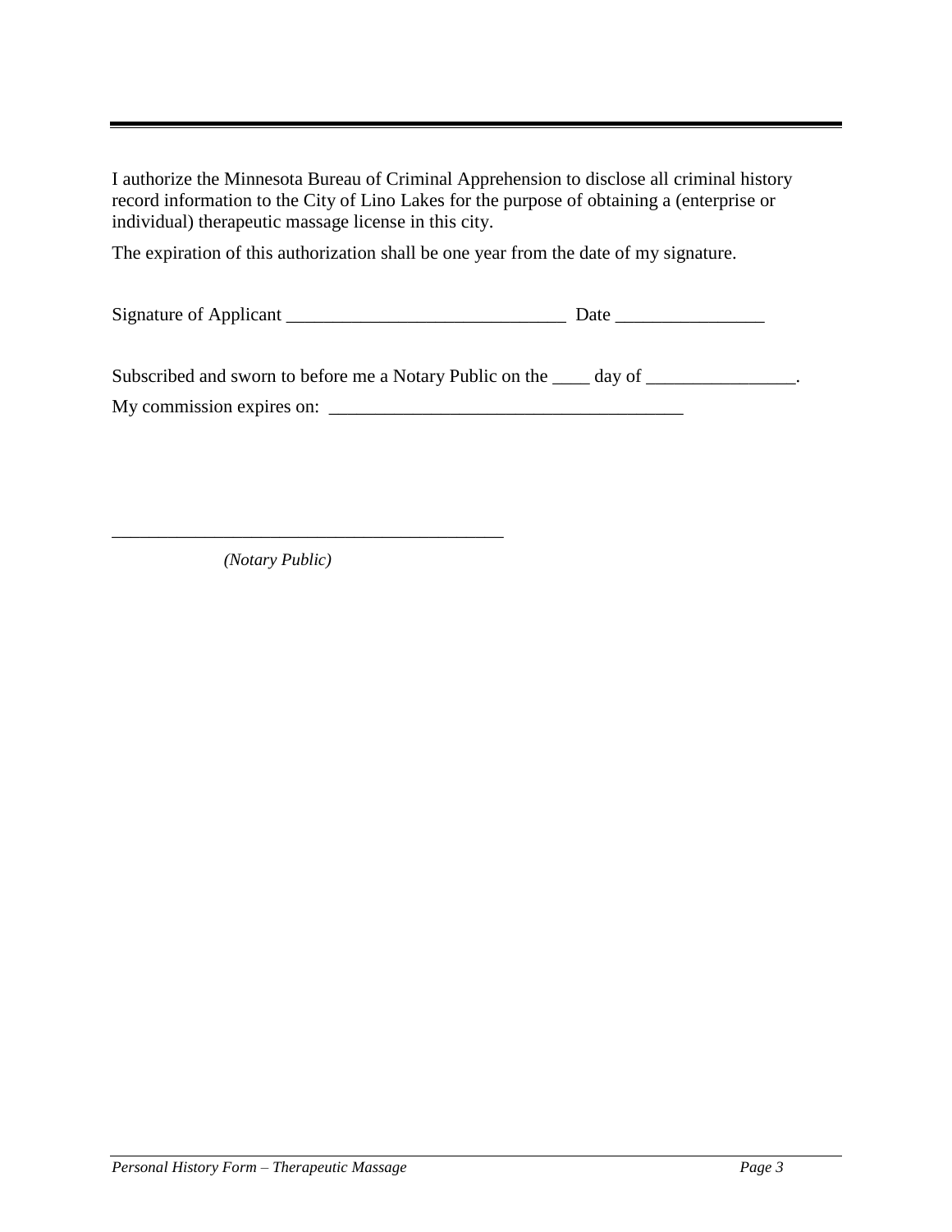I authorize the Minnesota Bureau of Criminal Apprehension to disclose all criminal history record information to the City of Lino Lakes for the purpose of obtaining a (enterprise or individual) therapeutic massage license in this city.

The expiration of this authorization shall be one year from the date of my signature.

Signature of Applicant ______________________________ Date ________________

Subscribed and sworn to before me a Notary Public on the ____ day of ________________.

My commission expires on: ______________________________________

___________________________________________

*(Notary Public)*